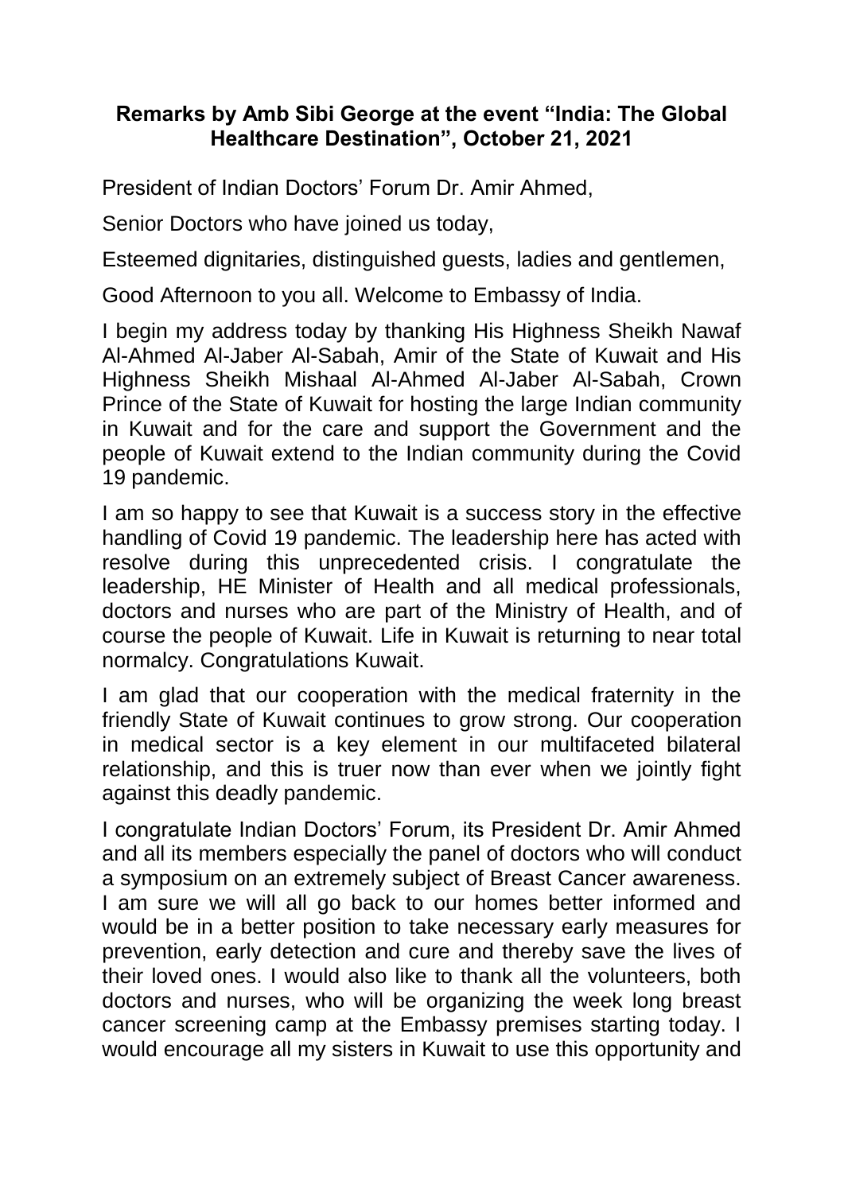**Remarks by Amb Sibi George at the event "India: The Global Healthcare Destination", October 21, 2021**

President of Indian Doctors' Forum Dr. Amir Ahmed,

Senior Doctors who have joined us today,

Esteemed dignitaries, distinguished guests, ladies and gentlemen,

Good Afternoon to you all. Welcome to Embassy of India.

I begin my address today by thanking His Highness Sheikh Nawaf Al-Ahmed Al-Jaber Al-Sabah, Amir of the State of Kuwait and His Highness Sheikh Mishaal Al-Ahmed Al-Jaber Al-Sabah, Crown Prince of the State of Kuwait for hosting the large Indian community in Kuwait and for the care and support the Government and the people of Kuwait extend to the Indian community during the Covid 19 pandemic.

I am so happy to see that Kuwait is a success story in the effective handling of Covid 19 pandemic. The leadership here has acted with resolve during this unprecedented crisis. I congratulate the leadership, HE Minister of Health and all medical professionals, doctors and nurses who are part of the Ministry of Health, and of course the people of Kuwait. Life in Kuwait is returning to near total normalcy. Congratulations Kuwait.

I am glad that our cooperation with the medical fraternity in the friendly State of Kuwait continues to grow strong. Our cooperation in medical sector is a key element in our multifaceted bilateral relationship, and this is truer now than ever when we jointly fight against this deadly pandemic.

I congratulate Indian Doctors' Forum, its President Dr. Amir Ahmed and all its members especially the panel of doctors who will conduct a symposium on an extremely subject of Breast Cancer awareness. I am sure we will all go back to our homes better informed and would be in a better position to take necessary early measures for prevention, early detection and cure and thereby save the lives of their loved ones. I would also like to thank all the volunteers, both doctors and nurses, who will be organizing the week long breast cancer screening camp at the Embassy premises starting today. I would encourage all my sisters in Kuwait to use this opportunity and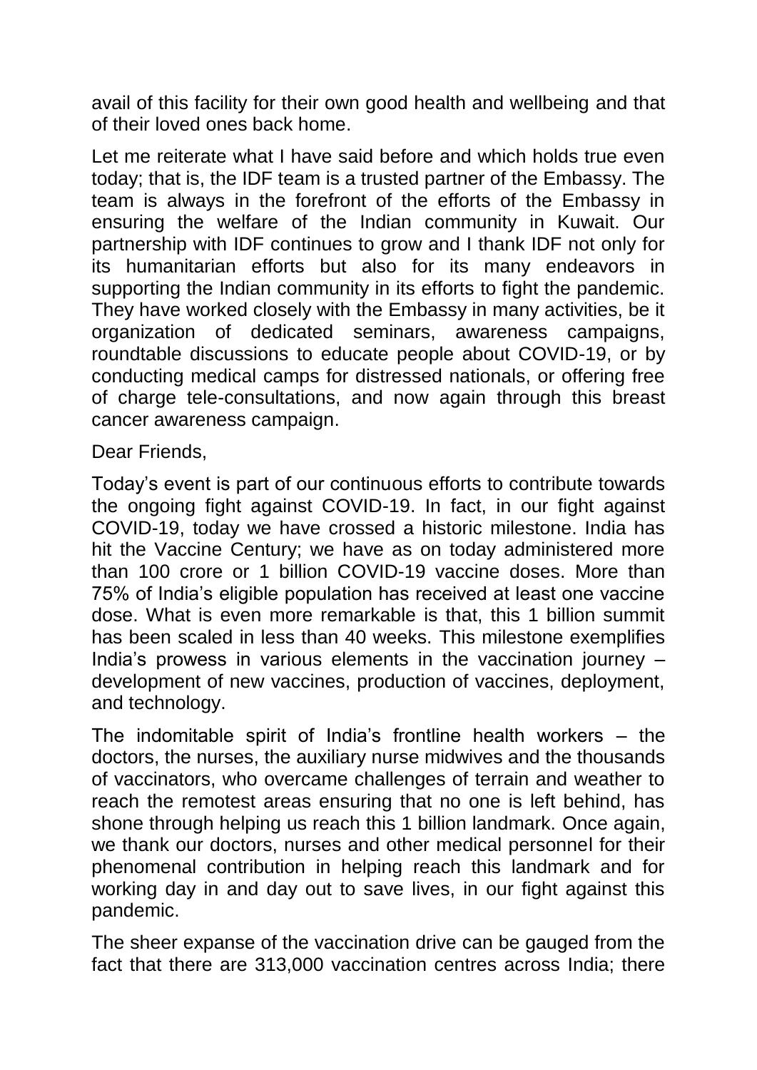avail of this facility for their own good health and wellbeing and that of their loved ones back home.

Let me reiterate what I have said before and which holds true even today; that is, the IDF team is a trusted partner of the Embassy. The team is always in the forefront of the efforts of the Embassy in ensuring the welfare of the Indian community in Kuwait. Our partnership with IDF continues to grow and I thank IDF not only for its humanitarian efforts but also for its many endeavors in supporting the Indian community in its efforts to fight the pandemic. They have worked closely with the Embassy in many activities, be it organization of dedicated seminars, awareness campaigns, roundtable discussions to educate people about COVID-19, or by conducting medical camps for distressed nationals, or offering free of charge tele-consultations, and now again through this breast cancer awareness campaign.

Dear Friends,

Today's event is part of our continuous efforts to contribute towards the ongoing fight against COVID-19. In fact, in our fight against COVID-19, today we have crossed a historic milestone. India has hit the Vaccine Century; we have as on today administered more than 100 crore or 1 billion COVID-19 vaccine doses. More than 75% of India's eligible population has received at least one vaccine dose. What is even more remarkable is that, this 1 billion summit has been scaled in less than 40 weeks. This milestone exemplifies India's prowess in various elements in the vaccination journey – development of new vaccines, production of vaccines, deployment, and technology.

The indomitable spirit of India's frontline health workers – the doctors, the nurses, the auxiliary nurse midwives and the thousands of vaccinators, who overcame challenges of terrain and weather to reach the remotest areas ensuring that no one is left behind, has shone through helping us reach this 1 billion landmark. Once again, we thank our doctors, nurses and other medical personnel for their phenomenal contribution in helping reach this landmark and for working day in and day out to save lives, in our fight against this pandemic.

The sheer expanse of the vaccination drive can be gauged from the fact that there are 313,000 vaccination centres across India; there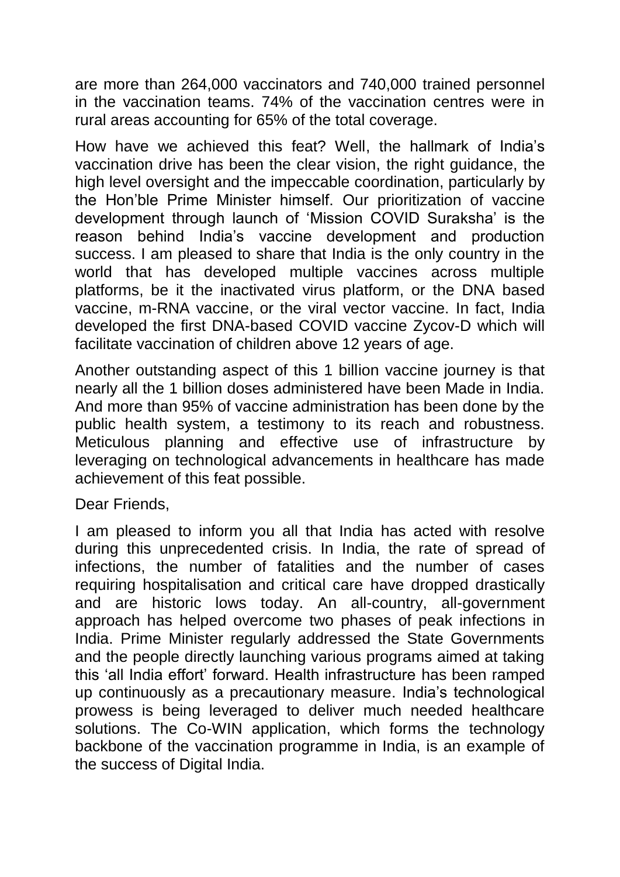are more than 264,000 vaccinators and 740,000 trained personnel in the vaccination teams. 74% of the vaccination centres were in rural areas accounting for 65% of the total coverage.

How have we achieved this feat? Well, the hallmark of India's vaccination drive has been the clear vision, the right guidance, the high level oversight and the impeccable coordination, particularly by the Hon'ble Prime Minister himself. Our prioritization of vaccine development through launch of 'Mission COVID Suraksha' is the reason behind India's vaccine development and production success. I am pleased to share that India is the only country in the world that has developed multiple vaccines across multiple platforms, be it the inactivated virus platform, or the DNA based vaccine, m-RNA vaccine, or the viral vector vaccine. In fact, India developed the first DNA-based COVID vaccine Zycov-D which will facilitate vaccination of children above 12 years of age.

Another outstanding aspect of this 1 billion vaccine journey is that nearly all the 1 billion doses administered have been Made in India. And more than 95% of vaccine administration has been done by the public health system, a testimony to its reach and robustness. Meticulous planning and effective use of infrastructure by leveraging on technological advancements in healthcare has made achievement of this feat possible.

Dear Friends,

I am pleased to inform you all that India has acted with resolve during this unprecedented crisis. In India, the rate of spread of infections, the number of fatalities and the number of cases requiring hospitalisation and critical care have dropped drastically and are historic lows today. An all-country, all-government approach has helped overcome two phases of peak infections in India. Prime Minister regularly addressed the State Governments and the people directly launching various programs aimed at taking this 'all India effort' forward. Health infrastructure has been ramped up continuously as a precautionary measure. India's technological prowess is being leveraged to deliver much needed healthcare solutions. The Co-WIN application, which forms the technology backbone of the vaccination programme in India, is an example of the success of Digital India.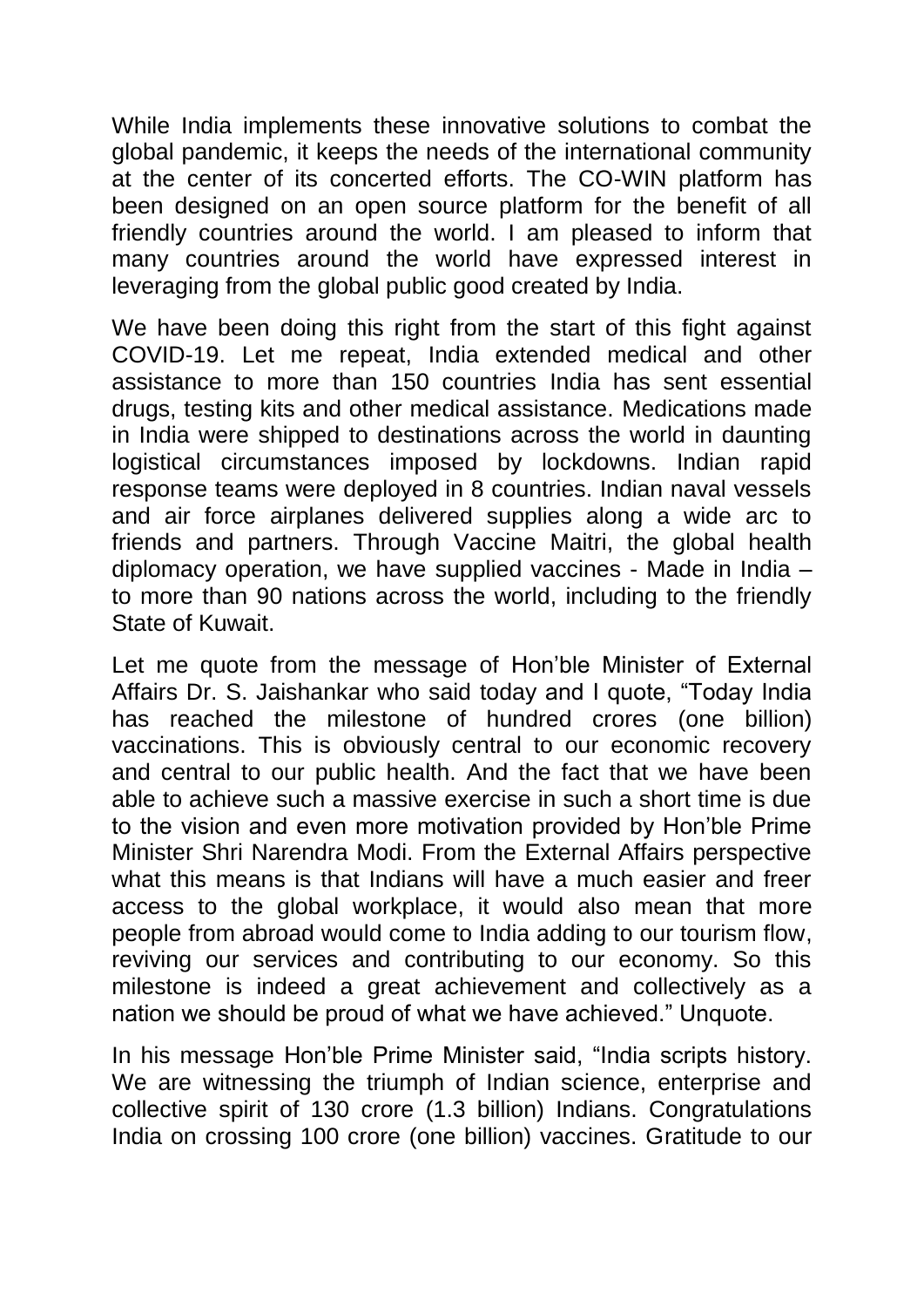While India implements these innovative solutions to combat the global pandemic, it keeps the needs of the international community at the center of its concerted efforts. The CO-WIN platform has been designed on an open source platform for the benefit of all friendly countries around the world. I am pleased to inform that many countries around the world have expressed interest in leveraging from the global public good created by India.

We have been doing this right from the start of this fight against COVID-19. Let me repeat, India extended medical and other assistance to more than 150 countries India has sent essential drugs, testing kits and other medical assistance. Medications made in India were shipped to destinations across the world in daunting logistical circumstances imposed by lockdowns. Indian rapid response teams were deployed in 8 countries. Indian naval vessels and air force airplanes delivered supplies along a wide arc to friends and partners. Through Vaccine Maitri, the global health diplomacy operation, we have supplied vaccines - Made in India – to more than 90 nations across the world, including to the friendly State of Kuwait.

Let me quote from the message of Hon'ble Minister of External Affairs Dr. S. Jaishankar who said today and I quote, "Today India has reached the milestone of hundred crores (one billion) vaccinations. This is obviously central to our economic recovery and central to our public health. And the fact that we have been able to achieve such a massive exercise in such a short time is due to the vision and even more motivation provided by Hon'ble Prime Minister Shri Narendra Modi. From the External Affairs perspective what this means is that Indians will have a much easier and freer access to the global workplace, it would also mean that more people from abroad would come to India adding to our tourism flow, reviving our services and contributing to our economy. So this milestone is indeed a great achievement and collectively as a nation we should be proud of what we have achieved." Unquote.

In his message Hon'ble Prime Minister said, "India scripts history. We are witnessing the triumph of Indian science, enterprise and collective spirit of 130 crore (1.3 billion) Indians. Congratulations India on crossing 100 crore (one billion) vaccines. Gratitude to our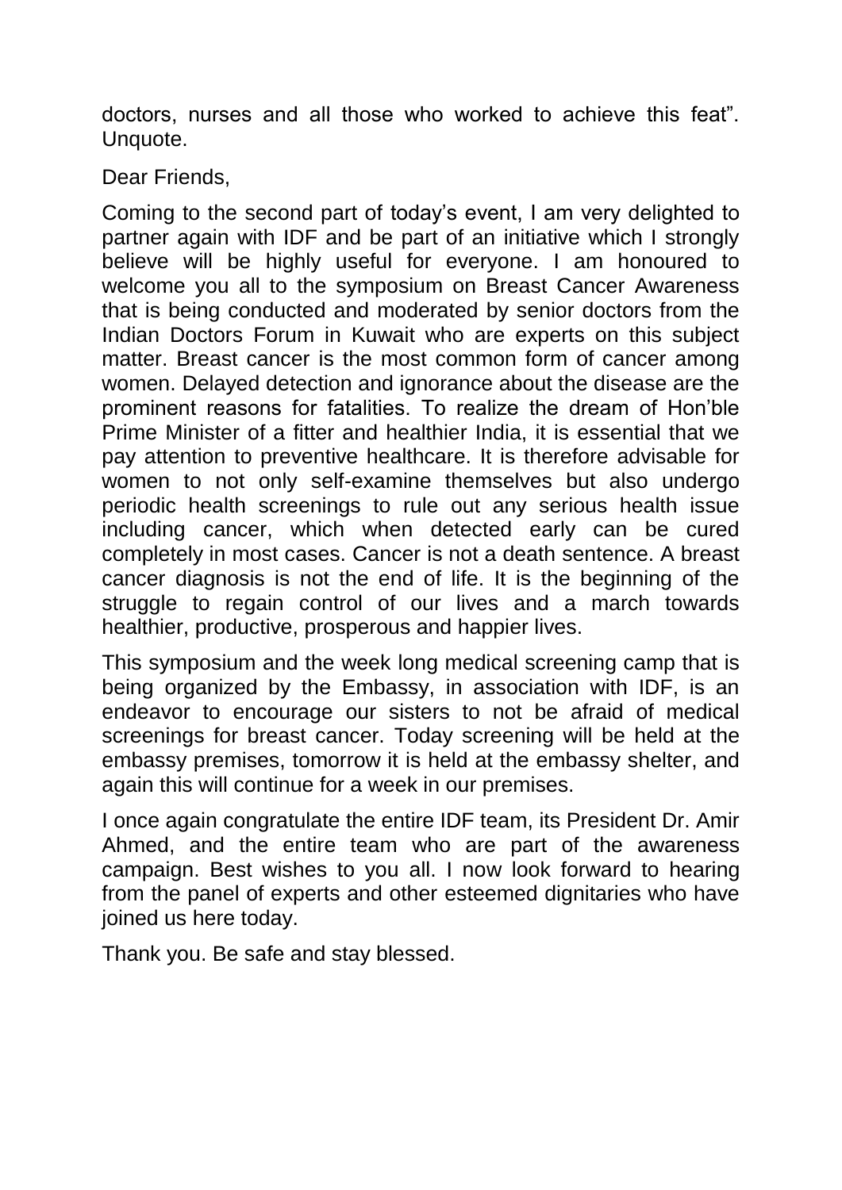doctors, nurses and all those who worked to achieve this feat". Unquote.

Dear Friends,

Coming to the second part of today's event, I am very delighted to partner again with IDF and be part of an initiative which I strongly believe will be highly useful for everyone. I am honoured to welcome you all to the symposium on Breast Cancer Awareness that is being conducted and moderated by senior doctors from the Indian Doctors Forum in Kuwait who are experts on this subject matter. Breast cancer is the most common form of cancer among women. Delayed detection and ignorance about the disease are the prominent reasons for fatalities. To realize the dream of Hon'ble Prime Minister of a fitter and healthier India, it is essential that we pay attention to preventive healthcare. It is therefore advisable for women to not only self-examine themselves but also undergo periodic health screenings to rule out any serious health issue including cancer, which when detected early can be cured completely in most cases. Cancer is not a death sentence. A breast cancer diagnosis is not the end of life. It is the beginning of the struggle to regain control of our lives and a march towards healthier, productive, prosperous and happier lives.

This symposium and the week long medical screening camp that is being organized by the Embassy, in association with IDF, is an endeavor to encourage our sisters to not be afraid of medical screenings for breast cancer. Today screening will be held at the embassy premises, tomorrow it is held at the embassy shelter, and again this will continue for a week in our premises.

I once again congratulate the entire IDF team, its President Dr. Amir Ahmed, and the entire team who are part of the awareness campaign. Best wishes to you all. I now look forward to hearing from the panel of experts and other esteemed dignitaries who have joined us here today.

Thank you. Be safe and stay blessed.